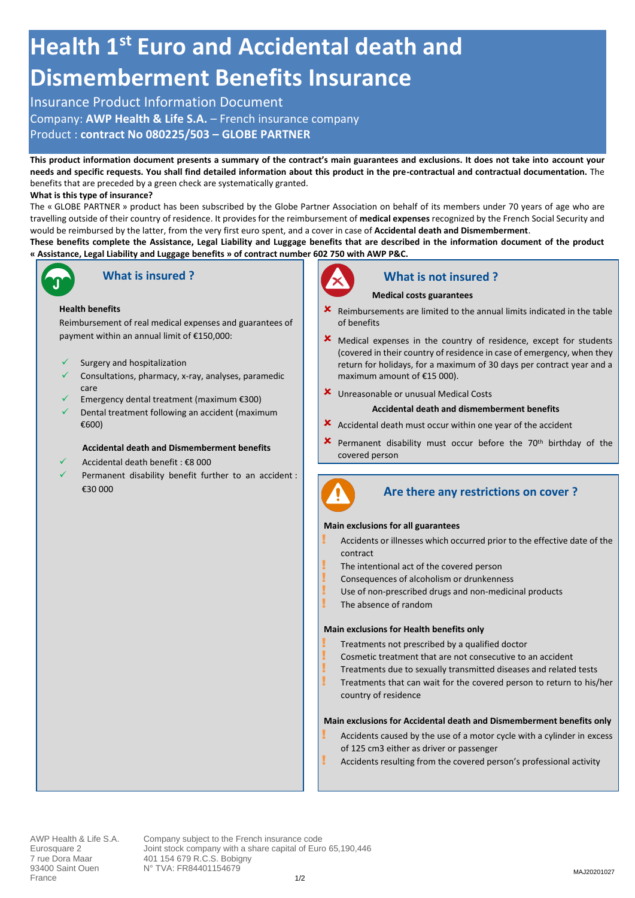# Health 1st Euro and Accidental death and Dismemberment Benefits Insurance

Insurance Product Information Document

Company: **AWP Health & Life S.A.** – French insurance company

Product : **contract No 080225/503 – GLOBE PARTNER**

**This product information document presents a summary of the contract's main guarantees and exclusions. It does not take into account your needs and specific requests. You shall find detailed information about this product in the pre-contractual and contractual documentation.** The benefits that are preceded by a green check are systematically granted.

**What is this type of insurance?**

The « GLOBE PARTNER » product has been subscribed by the Globe Partner Association on behalf of its members under 70 years of age who are travelling outside of their country of residence. It provides for the reimbursement of **medical expenses** recognized by the French Social Security and would be reimbursed by the latter, from the very first euro spent, and a cover in case of **Accidental death and Dismemberment**.

**These benefits complete the Assistance, Legal Liability and Luggage benefits that are described in the information document of the product « Assistance, Legal Liability and Luggage benefits » of contract number 602 750 with AWP P&C.**

## What is insured ?

**Health benefits**

Reimbursement of real medical expenses and guarantees of payment within an annual limit of €150,000:

- ✓ Surgery and hospitalization
- ✓ Consultations, pharmacy, x-ray, analyses, paramedic care
- ✓ Emergency dental treatment (maximum €300)
- ✓ Dental treatment following an accident (maximum €600)

**Accidental death and Dismemberment benefits**

- ✓ Accidental death benefit : €8 000
- ✓ Permanent disability benefit further to an accident : €30 000

## What is not insured ?

**Medical costs guarantees**

- ✘ Reimbursements are limited to the annual limits indicated in the table of benefits
- ✘ Medical expenses in the country of residence, except for students (covered in their country of residence in case of emergency, when they return for holidays, for a maximum of 30 days per contract year and a maximum amount of €15 000).
- ✘ Unreasonable or unusual Medical Costs

**Accidental death and dismemberment benefits**

- ✘ Accidental death must occur within one year of the accident
- ✘ Permanent disability must occur before the 70th birthday of the covered person

## Are there any restrictions on cover ?

**Main exclusions for all guarantees**

- ! Accidents or illnesses which occurred prior to the effective date of the contract
- ! The intentional act of the covered person
- ! Consequences of alcoholism or drunkenness
- ! Use of non-prescribed drugs and non-medicinal products
- ! The absence of random

**Main exclusions for Health benefits only**

- ! Treatments not prescribed by a qualified doctor
- ! Cosmetic treatment that are not consecutive to an accident
- ! Treatments due to sexually transmitted diseases and related tests
- ! Treatments that can wait for the covered person to return to his/her country of residence

**Main exclusions for Accidental death and Dismemberment benefits only**

- ! Accidents caused by the use of a motor cycle with a cylinder in excess of 125 cm3 either as driver or passenger
- ! Accidents resulting from the covered person's professional activity

AWP Health & Life S.A.
Eurosquare 2
7 rue Dora Maar
93400 Saint Ouen
France

Company subject to the French insurance code
Joint stock company with a share capital of Euro 65,190,446
401 154 679 R.C.S. Bobigny
N° TVA: FR84401154679

MAJ20201027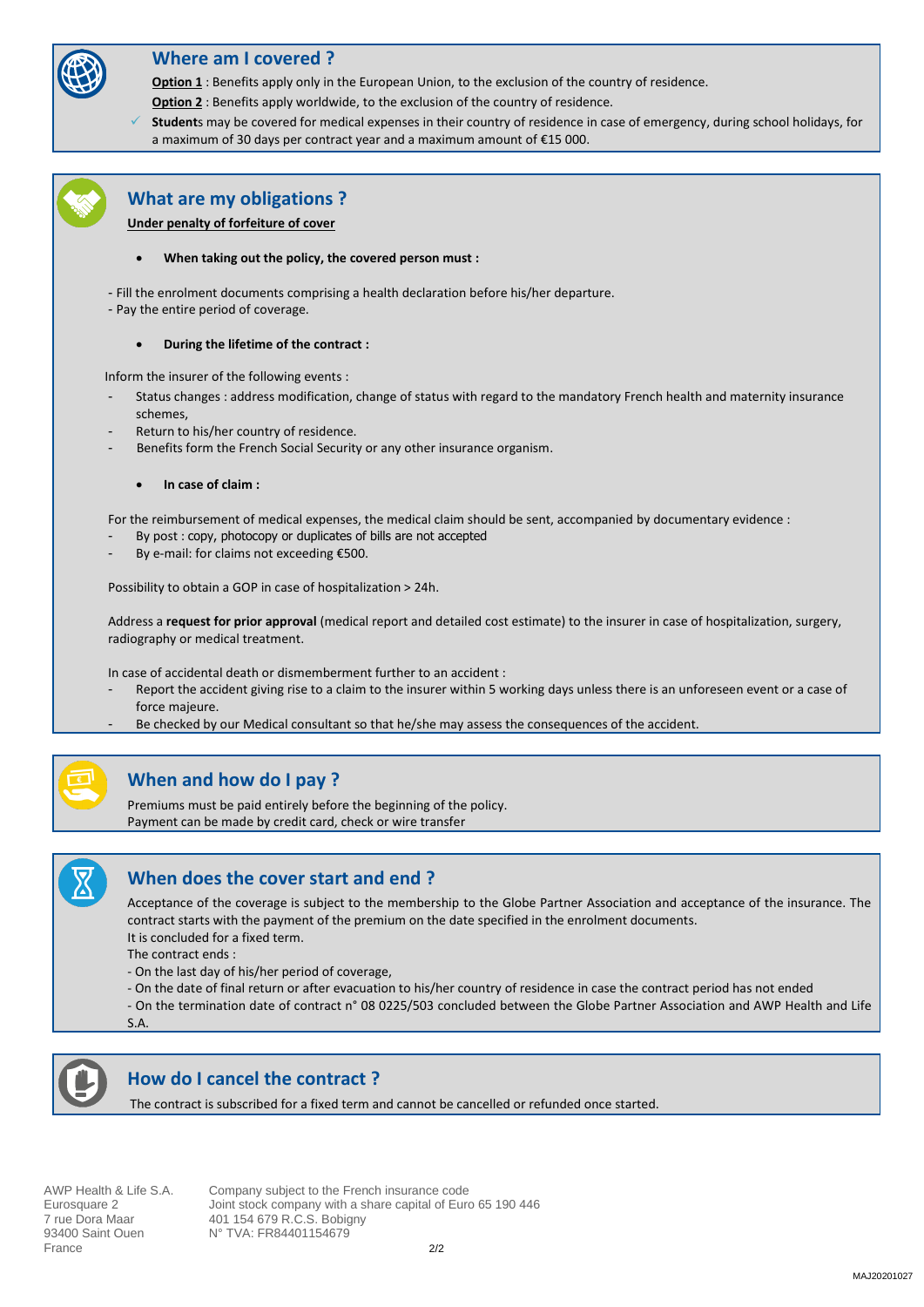## Where am I covered ?

**Option 1** : Benefits apply only in the European Union, to the exclusion of the country of residence.

**Option 2** : Benefits apply worldwide, to the exclusion of the country of residence.

- ✓ **Student**s may be covered for medical expenses in their country of residence in case of emergency, during school holidays, for a maximum of 30 days per contract year and a maximum amount of €15 000.

## What are my obligations ?

**Under penalty of forfeiture of cover**

- **When taking out the policy, the covered person must :**

- Fill the enrolment documents comprising a health declaration before his/her departure.
- Pay the entire period of coverage.

- **During the lifetime of the contract :**

Inform the insurer of the following events :

- Status changes : address modification, change of status with regard to the mandatory French health and maternity insurance schemes,
- Return to his/her country of residence.
- Benefits form the French Social Security or any other insurance organism.

- **In case of claim :**

For the reimbursement of medical expenses, the medical claim should be sent, accompanied by documentary evidence :

- By post : copy, photocopy or duplicates of bills are not accepted
- By e-mail: for claims not exceeding €500.

Possibility to obtain a GOP in case of hospitalization > 24h.

Address a **request for prior approval** (medical report and detailed cost estimate) to the insurer in case of hospitalization, surgery, radiography or medical treatment.

In case of accidental death or dismemberment further to an accident :

- Report the accident giving rise to a claim to the insurer within 5 working days unless there is an unforeseen event or a case of force majeure.
- Be checked by our Medical consultant so that he/she may assess the consequences of the accident.

## When and how do I pay ?

Premiums must be paid entirely before the beginning of the policy.
Payment can be made by credit card, check or wire transfer

## When does the cover start and end ?

Acceptance of the coverage is subject to the membership to the Globe Partner Association and acceptance of the insurance. The contract starts with the payment of the premium on the date specified in the enrolment documents.
It is concluded for a fixed term.
The contract ends :
- On the last day of his/her period of coverage,
- On the date of final return or after evacuation to his/her country of residence in case the contract period has not ended
- On the termination date of contract n° 08 0225/503 concluded between the Globe Partner Association and AWP Health and Life S.A.

## How do I cancel the contract ?

The contract is subscribed for a fixed term and cannot be cancelled or refunded once started.

AWP Health & Life S.A.
Eurosquare 2
7 rue Dora Maar
93400 Saint Ouen
France

Company subject to the French insurance code
Joint stock company with a share capital of Euro 65 190 446
401 154 679 R.C.S. Bobigny
N° TVA: FR84401154679

MAJ20201027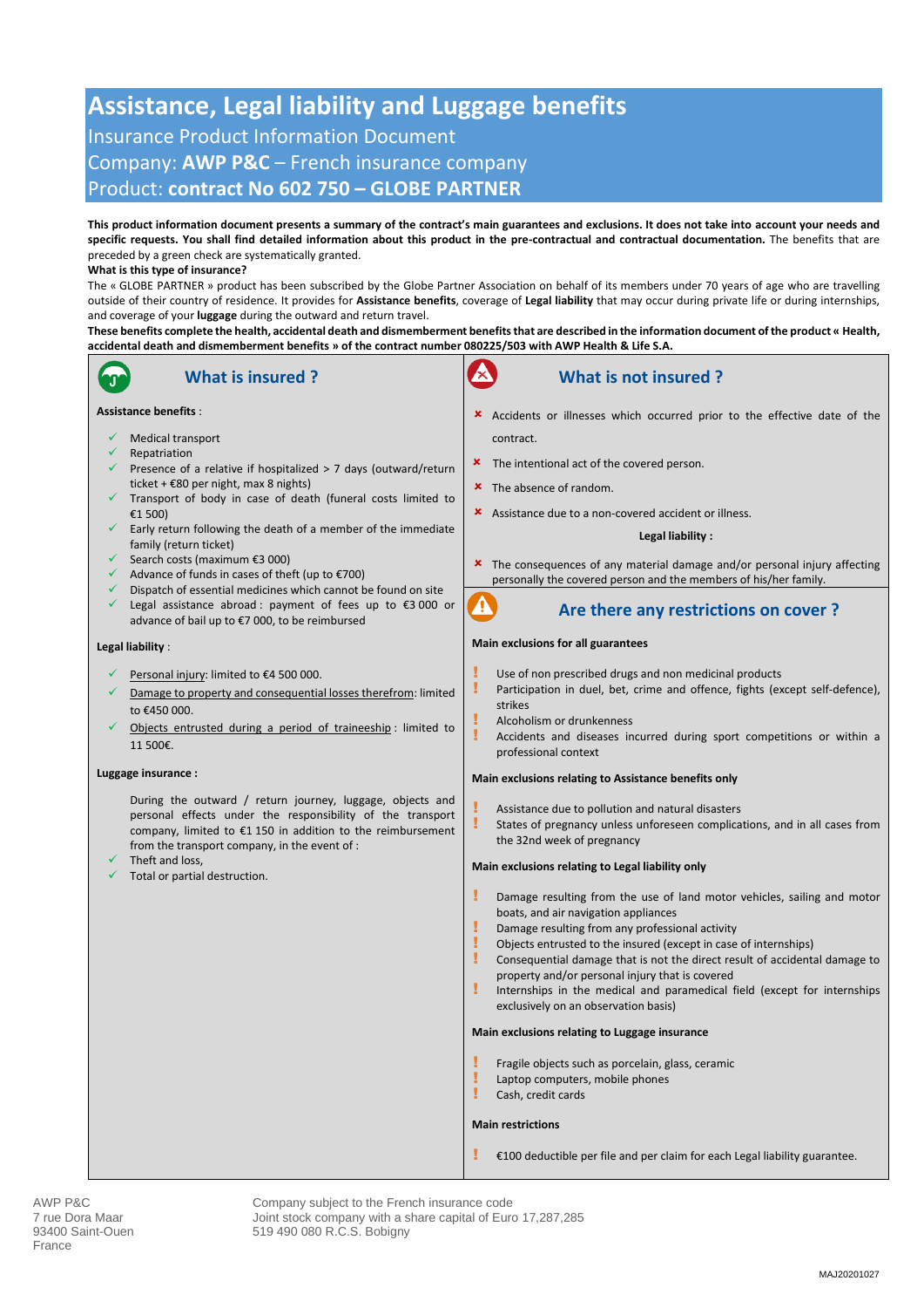# Assistance, Legal liability and Luggage benefits

## Insurance Product Information Document

## Company: **AWP P&C** – French insurance company

## Product: **contract No 602 750 – GLOBE PARTNER**

**This product information document presents a summary of the contract's main guarantees and exclusions. It does not take into account your needs and specific requests. You shall find detailed information about this product in the pre-contractual and contractual documentation.** The benefits that are preceded by a green check are systematically granted.

**What is this type of insurance?**

The « GLOBE PARTNER » product has been subscribed by the Globe Partner Association on behalf of its members under 70 years of age who are travelling outside of their country of residence. It provides for **Assistance benefits**, coverage of **Legal liability** that may occur during private life or during internships, and coverage of your **luggage** during the outward and return travel.

**These benefits complete the health, accidental death and dismemberment benefits that are described in the information document of the product « Health, accidental death and dismemberment benefits » of the contract number 080225/503 with AWP Health & Life S.A.**

### What is insured ?

**Assistance benefits** :

- ✓ Medical transport
- ✓ Repatriation
- ✓ Presence of a relative if hospitalized > 7 days (outward/return ticket + €80 per night, max 8 nights)
- ✓ Transport of body in case of death (funeral costs limited to €1 500)
- ✓ Early return following the death of a member of the immediate family (return ticket)
- ✓ Search costs (maximum €3 000)
- ✓ Advance of funds in cases of theft (up to €700)
- ✓ Dispatch of essential medicines which cannot be found on site
- ✓ Legal assistance abroad : payment of fees up to €3 000 or advance of bail up to €7 000, to be reimbursed

**Legal liability** :

- ✓ Personal injury: limited to €4 500 000.
- ✓ Damage to property and consequential losses therefrom: limited to €450 000.
- ✓ Objects entrusted during a period of traineeship : limited to 11 500€.

**Luggage insurance :**

During the outward / return journey, luggage, objects and personal effects under the responsibility of the transport company, limited to €1 150 in addition to the reimbursement from the transport company, in the event of :

- ✓ Theft and loss,
- ✓ Total or partial destruction.

### What is not insured ?

- ✗ Accidents or illnesses which occurred prior to the effective date of the contract.
- ✗ The intentional act of the covered person.
- ✗ The absence of random.
- ✗ Assistance due to a non-covered accident or illness.

**Legal liability :**

- ✗ The consequences of any material damage and/or personal injury affecting personally the covered person and the members of his/her family.

### Are there any restrictions on cover ?

**Main exclusions for all guarantees**

- ! Use of non prescribed drugs and non medicinal products
- ! Participation in duel, bet, crime and offence, fights (except self-defence), strikes
- ! Alcoholism or drunkenness
- ! Accidents and diseases incurred during sport competitions or within a professional context

**Main exclusions relating to Assistance benefits only**

- ! Assistance due to pollution and natural disasters
- ! States of pregnancy unless unforeseen complications, and in all cases from the 32nd week of pregnancy

**Main exclusions relating to Legal liability only**

- ! Damage resulting from the use of land motor vehicles, sailing and motor boats, and air navigation appliances
- ! Damage resulting from any professional activity
- ! Objects entrusted to the insured (except in case of internships)
- ! Consequential damage that is not the direct result of accidental damage to property and/or personal injury that is covered
- ! Internships in the medical and paramedical field (except for internships exclusively on an observation basis)

**Main exclusions relating to Luggage insurance**

- ! Fragile objects such as porcelain, glass, ceramic
- ! Laptop computers, mobile phones
- ! Cash, credit cards

**Main restrictions**

- ! €100 deductible per file and per claim for each Legal liability guarantee.

AWP P&C
7 rue Dora Maar
93400 Saint-Ouen
France

Company subject to the French insurance code
Joint stock company with a share capital of Euro 17,287,285
519 490 080 R.C.S. Bobigny

MAJ20201027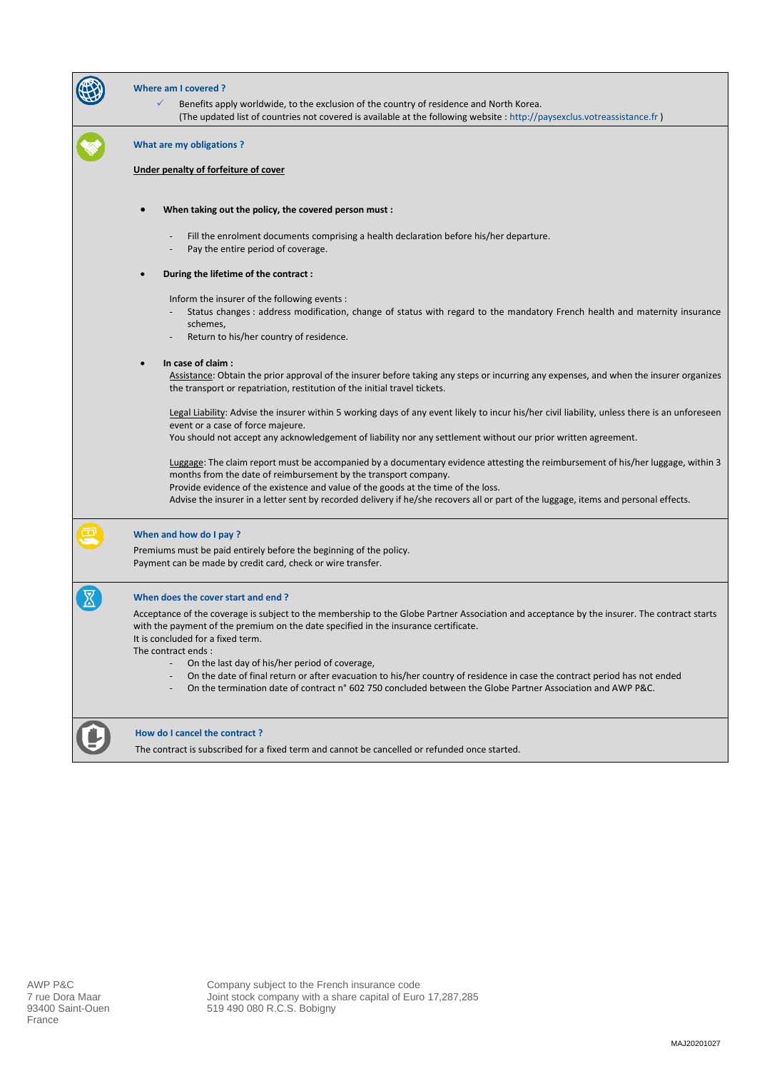### Where am I covered ?

- ✓ Benefits apply worldwide, to the exclusion of the country of residence and North Korea.
  (The updated list of countries not covered is available at the following website : http://paysexclus.votreassistance.fr )

### What are my obligations ?

**Under penalty of forfeiture of cover**

- **When taking out the policy, the covered person must :**
  - Fill the enrolment documents comprising a health declaration before his/her departure.
  - Pay the entire period of coverage.

- **During the lifetime of the contract :**

  Inform the insurer of the following events :
  - Status changes : address modification, change of status with regard to the mandatory French health and maternity insurance schemes,
  - Return to his/her country of residence.

- **In case of claim :**

  Assistance: Obtain the prior approval of the insurer before taking any steps or incurring any expenses, and when the insurer organizes the transport or repatriation, restitution of the initial travel tickets.

  Legal Liability: Advise the insurer within 5 working days of any event likely to incur his/her civil liability, unless there is an unforeseen event or a case of force majeure.
  You should not accept any acknowledgement of liability nor any settlement without our prior written agreement.

  Luggage: The claim report must be accompanied by a documentary evidence attesting the reimbursement of his/her luggage, within 3 months from the date of reimbursement by the transport company.
  Provide evidence of the existence and value of the goods at the time of the loss.
  Advise the insurer in a letter sent by recorded delivery if he/she recovers all or part of the luggage, items and personal effects.

### When and how do I pay ?

Premiums must be paid entirely before the beginning of the policy.
Payment can be made by credit card, check or wire transfer.

### When does the cover start and end ?

Acceptance of the coverage is subject to the membership to the Globe Partner Association and acceptance by the insurer. The contract starts with the payment of the premium on the date specified in the insurance certificate.
It is concluded for a fixed term.
The contract ends :

- On the last day of his/her period of coverage,
- On the date of final return or after evacuation to his/her country of residence in case the contract period has not ended
- On the termination date of contract n° 602 750 concluded between the Globe Partner Association and AWP P&C.

### How do I cancel the contract ?

The contract is subscribed for a fixed term and cannot be cancelled or refunded once started.

AWP P&C
7 rue Dora Maar
93400 Saint-Ouen
France

Company subject to the French insurance code
Joint stock company with a share capital of Euro 17,287,285
519 490 080 R.C.S. Bobigny

MAJ20201027